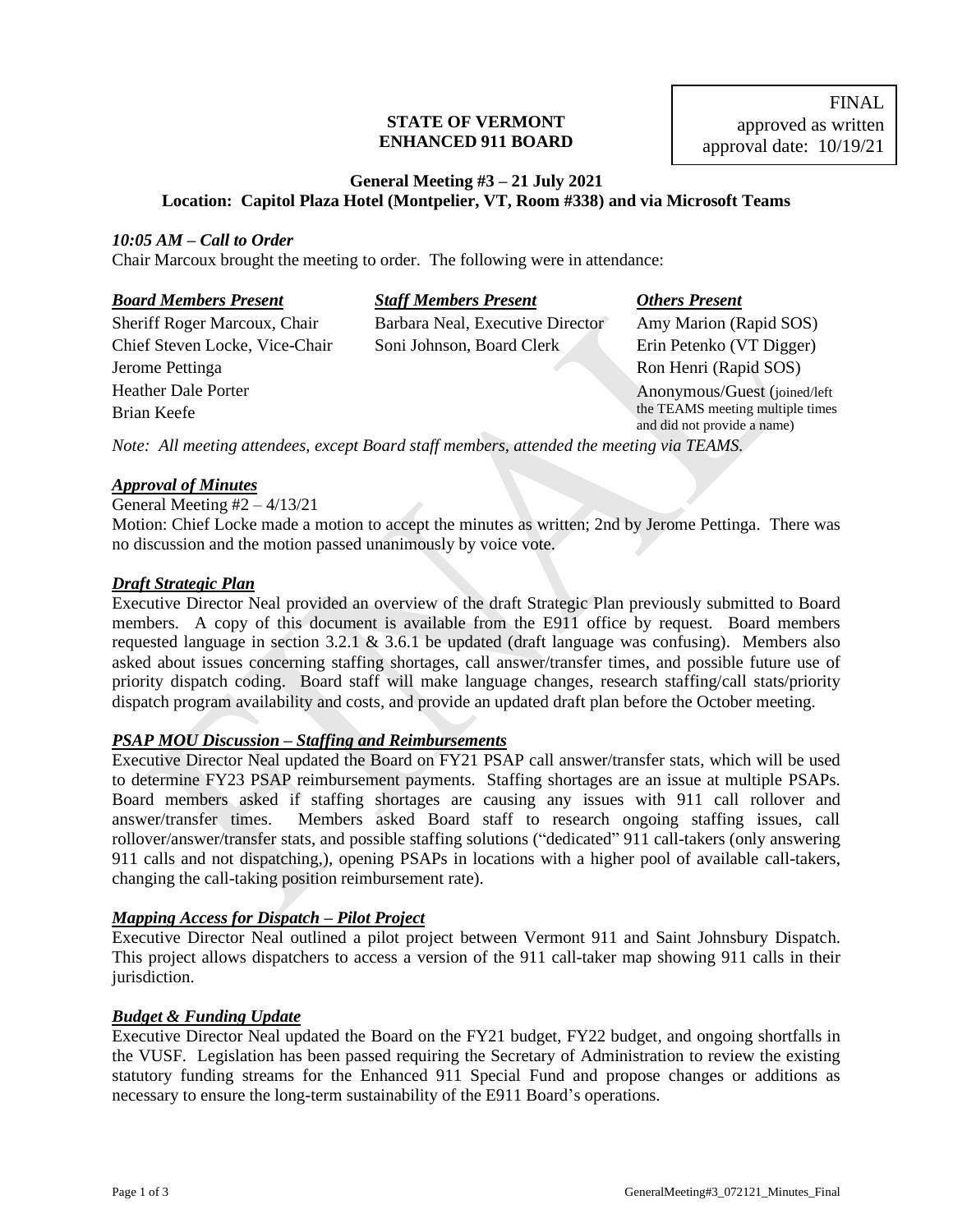FINAL
approved as written
approval date: 10/19/21

**STATE OF VERMONT**
**ENHANCED 911 BOARD**

**General Meeting #3 – 21 July 2021**
**Location: Capitol Plaza Hotel (Montpelier, VT, Room #338) and via Microsoft Teams**

***10:05 AM – Call to Order***

Chair Marcoux brought the meeting to order. The following were in attendance:

| ***Board Members Present*** | ***Staff Members Present*** | ***Others Present*** |
|---|---|---|
| Sheriff Roger Marcoux, Chair | Barbara Neal, Executive Director | Amy Marion (Rapid SOS) |
| Chief Steven Locke, Vice-Chair | Soni Johnson, Board Clerk | Erin Petenko (VT Digger) |
| Jerome Pettinga | | Ron Henri (Rapid SOS) |
| Heather Dale Porter | | Anonymous/Guest (joined/left the TEAMS meeting multiple times and did not provide a name) |
| Brian Keefe | | |

*Note: All meeting attendees, except Board staff members, attended the meeting via TEAMS.*

***Approval of Minutes***

General Meeting #2 – 4/13/21

Motion: Chief Locke made a motion to accept the minutes as written; 2nd by Jerome Pettinga. There was no discussion and the motion passed unanimously by voice vote.

***Draft Strategic Plan***

Executive Director Neal provided an overview of the draft Strategic Plan previously submitted to Board members. A copy of this document is available from the E911 office by request. Board members requested language in section 3.2.1 & 3.6.1 be updated (draft language was confusing). Members also asked about issues concerning staffing shortages, call answer/transfer times, and possible future use of priority dispatch coding. Board staff will make language changes, research staffing/call stats/priority dispatch program availability and costs, and provide an updated draft plan before the October meeting.

***PSAP MOU Discussion – Staffing and Reimbursements***

Executive Director Neal updated the Board on FY21 PSAP call answer/transfer stats, which will be used to determine FY23 PSAP reimbursement payments. Staffing shortages are an issue at multiple PSAPs. Board members asked if staffing shortages are causing any issues with 911 call rollover and answer/transfer times. Members asked Board staff to research ongoing staffing issues, call rollover/answer/transfer stats, and possible staffing solutions ("dedicated" 911 call-takers (only answering 911 calls and not dispatching,), opening PSAPs in locations with a higher pool of available call-takers, changing the call-taking position reimbursement rate).

***Mapping Access for Dispatch – Pilot Project***

Executive Director Neal outlined a pilot project between Vermont 911 and Saint Johnsbury Dispatch. This project allows dispatchers to access a version of the 911 call-taker map showing 911 calls in their jurisdiction.

***Budget & Funding Update***

Executive Director Neal updated the Board on the FY21 budget, FY22 budget, and ongoing shortfalls in the VUSF. Legislation has been passed requiring the Secretary of Administration to review the existing statutory funding streams for the Enhanced 911 Special Fund and propose changes or additions as necessary to ensure the long-term sustainability of the E911 Board's operations.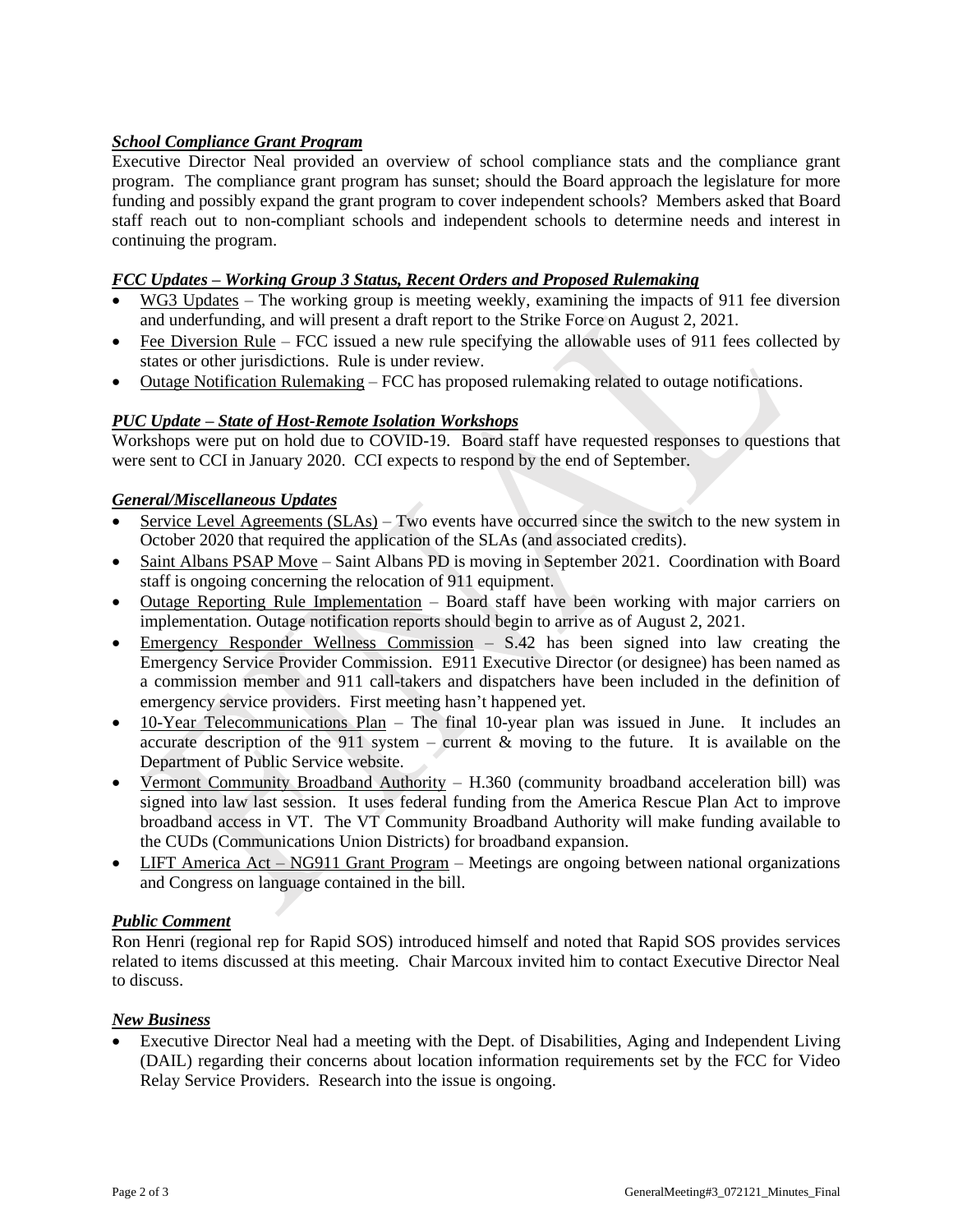### *School Compliance Grant Program*

Executive Director Neal provided an overview of school compliance stats and the compliance grant program. The compliance grant program has sunset; should the Board approach the legislature for more funding and possibly expand the grant program to cover independent schools? Members asked that Board staff reach out to non-compliant schools and independent schools to determine needs and interest in continuing the program.

### *FCC Updates – Working Group 3 Status, Recent Orders and Proposed Rulemaking*

- WG3 Updates – The working group is meeting weekly, examining the impacts of 911 fee diversion and underfunding, and will present a draft report to the Strike Force on August 2, 2021.
- Fee Diversion Rule – FCC issued a new rule specifying the allowable uses of 911 fees collected by states or other jurisdictions. Rule is under review.
- Outage Notification Rulemaking – FCC has proposed rulemaking related to outage notifications.

### *PUC Update – State of Host-Remote Isolation Workshops*

Workshops were put on hold due to COVID-19. Board staff have requested responses to questions that were sent to CCI in January 2020. CCI expects to respond by the end of September.

### *General/Miscellaneous Updates*

- Service Level Agreements (SLAs) – Two events have occurred since the switch to the new system in October 2020 that required the application of the SLAs (and associated credits).
- Saint Albans PSAP Move – Saint Albans PD is moving in September 2021. Coordination with Board staff is ongoing concerning the relocation of 911 equipment.
- Outage Reporting Rule Implementation – Board staff have been working with major carriers on implementation. Outage notification reports should begin to arrive as of August 2, 2021.
- Emergency Responder Wellness Commission – S.42 has been signed into law creating the Emergency Service Provider Commission. E911 Executive Director (or designee) has been named as a commission member and 911 call-takers and dispatchers have been included in the definition of emergency service providers. First meeting hasn't happened yet.
- 10-Year Telecommunications Plan – The final 10-year plan was issued in June. It includes an accurate description of the 911 system – current & moving to the future. It is available on the Department of Public Service website.
- Vermont Community Broadband Authority – H.360 (community broadband acceleration bill) was signed into law last session. It uses federal funding from the America Rescue Plan Act to improve broadband access in VT. The VT Community Broadband Authority will make funding available to the CUDs (Communications Union Districts) for broadband expansion.
- LIFT America Act – NG911 Grant Program – Meetings are ongoing between national organizations and Congress on language contained in the bill.

### *Public Comment*

Ron Henri (regional rep for Rapid SOS) introduced himself and noted that Rapid SOS provides services related to items discussed at this meeting. Chair Marcoux invited him to contact Executive Director Neal to discuss.

### *New Business*

- Executive Director Neal had a meeting with the Dept. of Disabilities, Aging and Independent Living (DAIL) regarding their concerns about location information requirements set by the FCC for Video Relay Service Providers. Research into the issue is ongoing.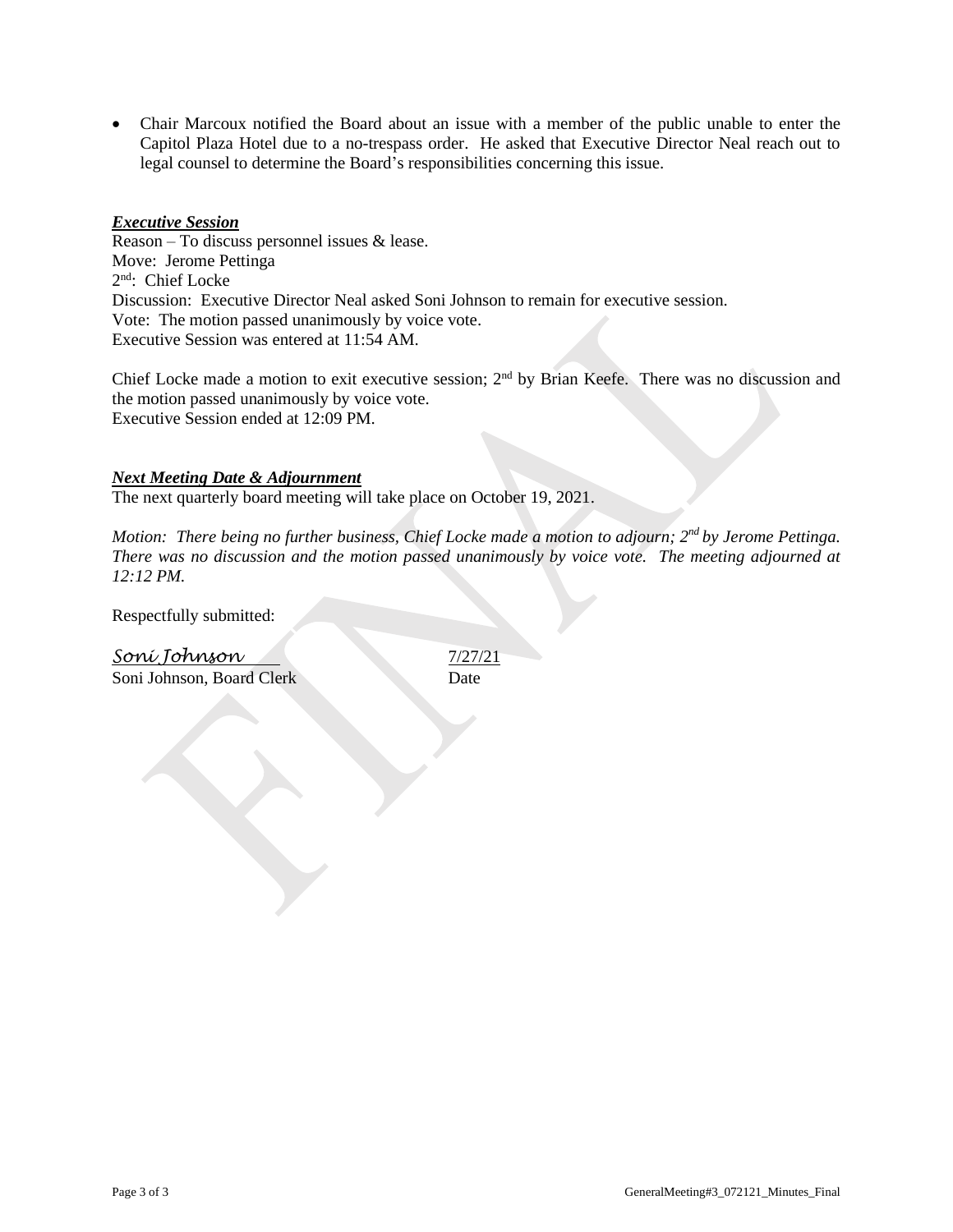- Chair Marcoux notified the Board about an issue with a member of the public unable to enter the Capitol Plaza Hotel due to a no-trespass order. He asked that Executive Director Neal reach out to legal counsel to determine the Board's responsibilities concerning this issue.

***Executive Session***

Reason – To discuss personnel issues & lease.
Move: Jerome Pettinga
2nd: Chief Locke
Discussion: Executive Director Neal asked Soni Johnson to remain for executive session.
Vote: The motion passed unanimously by voice vote.
Executive Session was entered at 11:54 AM.

Chief Locke made a motion to exit executive session; 2nd by Brian Keefe. There was no discussion and the motion passed unanimously by voice vote.
Executive Session ended at 12:09 PM.

***Next Meeting Date & Adjournment***

The next quarterly board meeting will take place on October 19, 2021.

*Motion: There being no further business, Chief Locke made a motion to adjourn; 2nd by Jerome Pettinga. There was no discussion and the motion passed unanimously by voice vote. The meeting adjourned at 12:12 PM.*

Respectfully submitted:

*Soni Johnson* 7/27/21
Soni Johnson, Board Clerk Date